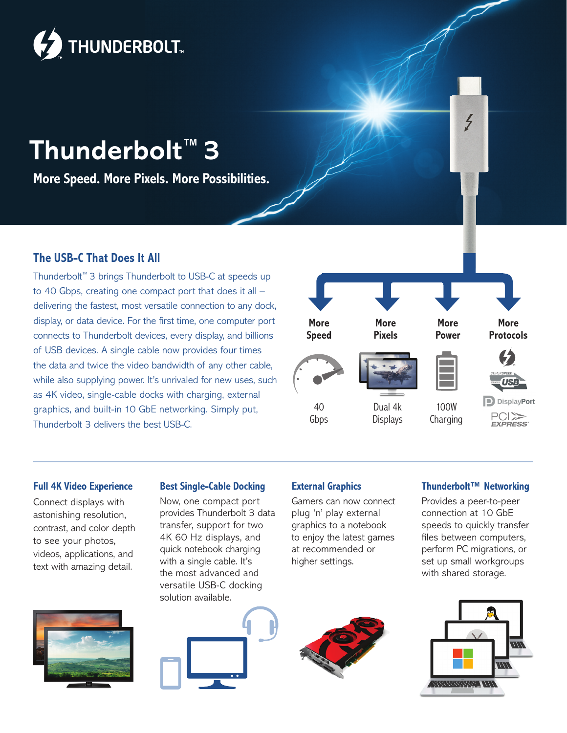# Thunderbolt™ 3

**More Speed. More Pixels. More Possibilities.**

## The USB-C That Does It All

Thunderbolt™ 3 brings Thunderbolt to USB-C at speeds up to 40 Gbps, creating one compact port that does it all – delivering the fastest, most versatile connection to any dock, display, or data device. For the first time, one computer port connects to Thunderbolt devices, every display, and billions of USB devices. A single cable now provides four times the data and twice the video bandwidth of any other cable, while also supplying power. It's unrivaled for new uses, such as 4K video, single-cable docks with charging, external graphics, and built-in 10 GbE networking. Simply put, Thunderbolt 3 delivers the best USB-C.

| More Speed | More Pixels | More Power | More Protocols |
|---|---|---|---|
| 40 Gbps | Dual 4k Displays | 100W Charging | Thunderbolt, SuperSpeed USB, DisplayPort, PCI Express |

### Full 4K Video Experience

Connect displays with astonishing resolution, contrast, and color depth to see your photos, videos, applications, and text with amazing detail.

### Best Single-Cable Docking

Now, one compact port provides Thunderbolt 3 data transfer, support for two 4K 60 Hz displays, and quick notebook charging with a single cable. It's the most advanced and versatile USB-C docking solution available.

### External Graphics

Gamers can now connect plug 'n' play external graphics to a notebook to enjoy the latest games at recommended or higher settings.

### Thunderbolt™ Networking

Provides a peer-to-peer connection at 10 GbE speeds to quickly transfer files between computers, perform PC migrations, or set up small workgroups with shared storage.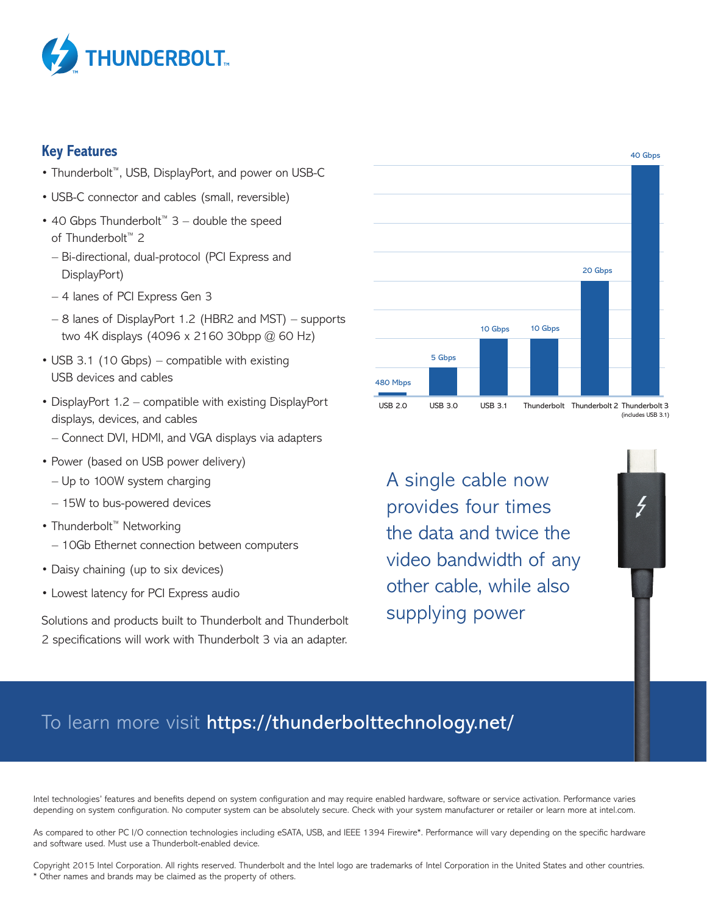# THUNDERBOLT™

## Key Features

- Thunderbolt™, USB, DisplayPort, and power on USB-C
- USB-C connector and cables (small, reversible)
- 40 Gbps Thunderbolt™ 3 – double the speed of Thunderbolt™ 2
  - Bi-directional, dual-protocol (PCI Express and DisplayPort)
  - 4 lanes of PCI Express Gen 3
  - 8 lanes of DisplayPort 1.2 (HBR2 and MST) – supports two 4K displays (4096 x 2160 30bpp @ 60 Hz)
- USB 3.1 (10 Gbps) – compatible with existing USB devices and cables
- DisplayPort 1.2 – compatible with existing DisplayPort displays, devices, and cables
  - Connect DVI, HDMI, and VGA displays via adapters
- Power (based on USB power delivery)
  - Up to 100W system charging
  - 15W to bus-powered devices
- Thunderbolt™ Networking
  - 10Gb Ethernet connection between computers
- Daisy chaining (up to six devices)
- Lowest latency for PCI Express audio

Solutions and products built to Thunderbolt and Thunderbolt 2 specifications will work with Thunderbolt 3 via an adapter.

480 Mbps
USB 2.0
5 Gbps
USB 3.0
10 Gbps
USB 3.1
10 Gbps
Thunderbolt
20 Gbps
Thunderbolt 2
40 Gbps
Thunderbolt 3
(includes USB 3.1)

A single cable now provides four times the data and twice the video bandwidth of any other cable, while also supplying power

To learn more visit **https://thunderbolttechnology.net/**

Intel technologies' features and benefits depend on system configuration and may require enabled hardware, software or service activation. Performance varies depending on system configuration. No computer system can be absolutely secure. Check with your system manufacturer or retailer or learn more at intel.com.

As compared to other PC I/O connection technologies including eSATA, USB, and IEEE 1394 Firewire*. Performance will vary depending on the specific hardware and software used. Must use a Thunderbolt-enabled device.

Copyright 2015 Intel Corporation. All rights reserved. Thunderbolt and the Intel logo are trademarks of Intel Corporation in the United States and other countries.
* Other names and brands may be claimed as the property of others.